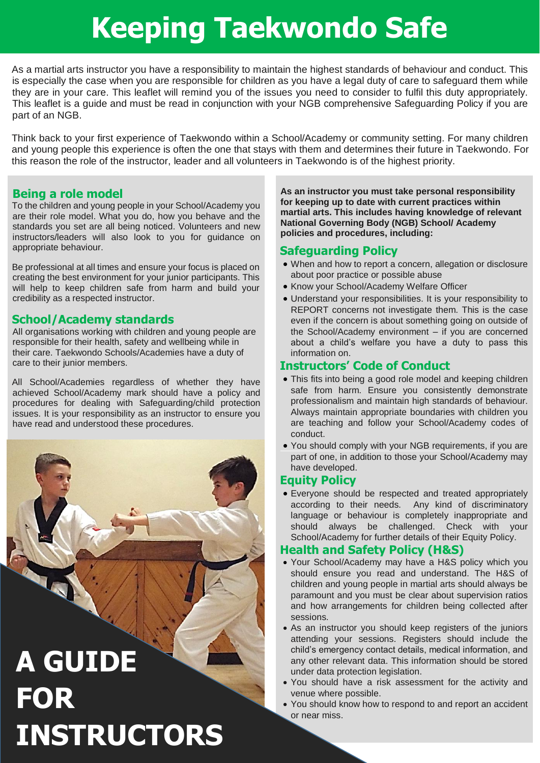# Keeping Taekwondo Safe

As a martial arts instructor you have a responsibility to maintain the highest standards of behaviour and conduct. This is especially the case when you are responsible for children as you have a legal duty of care to safeguard them while they are in your care. This leaflet will remind you of the issues you need to consider to fulfil this duty appropriately. This leaflet is a guide and must be read in conjunction with your NGB comprehensive Safeguarding Policy if you are part of an NGB.

Think back to your first experience of Taekwondo within a School/Academy or community setting. For many children and young people this experience is often the one that stays with them and determines their future in Taekwondo. For this reason the role of the instructor, leader and all volunteers in Taekwondo is of the highest priority.

## Being a role model

To the children and young people in your School/Academy you are their role model. What you do, how you behave and the standards you set are all being noticed. Volunteers and new instructors/leaders will also look to you for guidance on appropriate behaviour.

Be professional at all times and ensure your focus is placed on creating the best environment for your junior participants. This will help to keep children safe from harm and build your credibility as a respected instructor.

## School/Academy standards

All organisations working with children and young people are responsible for their health, safety and wellbeing while in their care. Taekwondo Schools/Academies have a duty of care to their junior members.

All School/Academies regardless of whether they have achieved School/Academy mark should have a policy and procedures for dealing with Safeguarding/child protection issues. It is your responsibility as an instructor to ensure you have read and understood these procedures.

# A GUIDE FOR INSTRUCTORS

**As an instructor you must take personal responsibility for keeping up to date with current practices within martial arts. This includes having knowledge of relevant National Governing Body (NGB) School/ Academy policies and procedures, including:**

## Safeguarding Policy

- When and how to report a concern, allegation or disclosure about poor practice or possible abuse
- Know your School/Academy Welfare Officer
- Understand your responsibilities. It is your responsibility to REPORT concerns not investigate them. This is the case even if the concern is about something going on outside of the School/Academy environment – if you are concerned about a child's welfare you have a duty to pass this information on.

## Instructors' Code of Conduct

- This fits into being a good role model and keeping children safe from harm. Ensure you consistently demonstrate professionalism and maintain high standards of behaviour. Always maintain appropriate boundaries with children you are teaching and follow your School/Academy codes of conduct.
- You should comply with your NGB requirements, if you are part of one, in addition to those your School/Academy may have developed.

## Equity Policy

- Everyone should be respected and treated appropriately according to their needs. Any kind of discriminatory language or behaviour is completely inappropriate and should always be challenged. Check with your School/Academy for further details of their Equity Policy.

## Health and Safety Policy (H&S)

- Your School/Academy may have a H&S policy which you should ensure you read and understand. The H&S of children and young people in martial arts should always be paramount and you must be clear about supervision ratios and how arrangements for children being collected after sessions.
- As an instructor you should keep registers of the juniors attending your sessions. Registers should include the child's emergency contact details, medical information, and any other relevant data. This information should be stored under data protection legislation.
- You should have a risk assessment for the activity and venue where possible.
- You should know how to respond to and report an accident or near miss.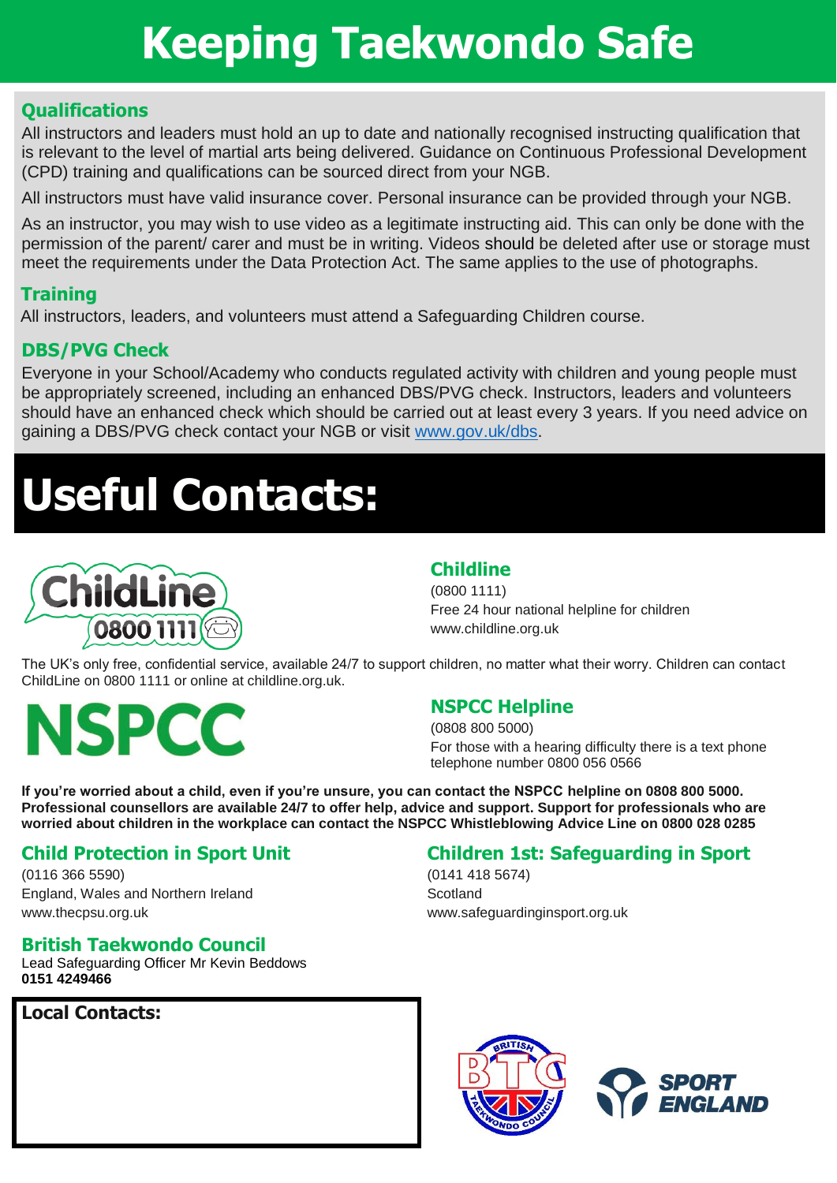# Keeping Taekwondo Safe

## Qualifications

All instructors and leaders must hold an up to date and nationally recognised instructing qualification that is relevant to the level of martial arts being delivered. Guidance on Continuous Professional Development (CPD) training and qualifications can be sourced direct from your NGB.

All instructors must have valid insurance cover. Personal insurance can be provided through your NGB.

As an instructor, you may wish to use video as a legitimate instructing aid. This can only be done with the permission of the parent/ carer and must be in writing. Videos should be deleted after use or storage must meet the requirements under the Data Protection Act. The same applies to the use of photographs.

## Training

All instructors, leaders, and volunteers must attend a Safeguarding Children course.

## DBS/PVG Check

Everyone in your School/Academy who conducts regulated activity with children and young people must be appropriately screened, including an enhanced DBS/PVG check. Instructors, leaders and volunteers should have an enhanced check which should be carried out at least every 3 years. If you need advice on gaining a DBS/PVG check contact your NGB or visit www.gov.uk/dbs.

# Useful Contacts:

ChildLine 0800 1111

### Childline

(0800 1111)
Free 24 hour national helpline for children
www.childline.org.uk

The UK's only free, confidential service, available 24/7 to support children, no matter what their worry. Children can contact ChildLine on 0800 1111 or online at childline.org.uk.

NSPCC

### NSPCC Helpline

(0808 800 5000)
For those with a hearing difficulty there is a text phone telephone number 0800 056 0566

**If you're worried about a child, even if you're unsure, you can contact the NSPCC helpline on 0808 800 5000. Professional counsellors are available 24/7 to offer help, advice and support. Support for professionals who are worried about children in the workplace can contact the NSPCC Whistleblowing Advice Line on 0800 028 0285**

### Child Protection in Sport Unit

(0116 366 5590)
England, Wales and Northern Ireland
www.thecpsu.org.uk

### Children 1st: Safeguarding in Sport

(0141 418 5674)
Scotland
www.safeguardinginsport.org.uk

### British Taekwondo Council

Lead Safeguarding Officer Mr Kevin Beddows
**0151 4249466**

**Local Contacts:**

SPORT ENGLAND